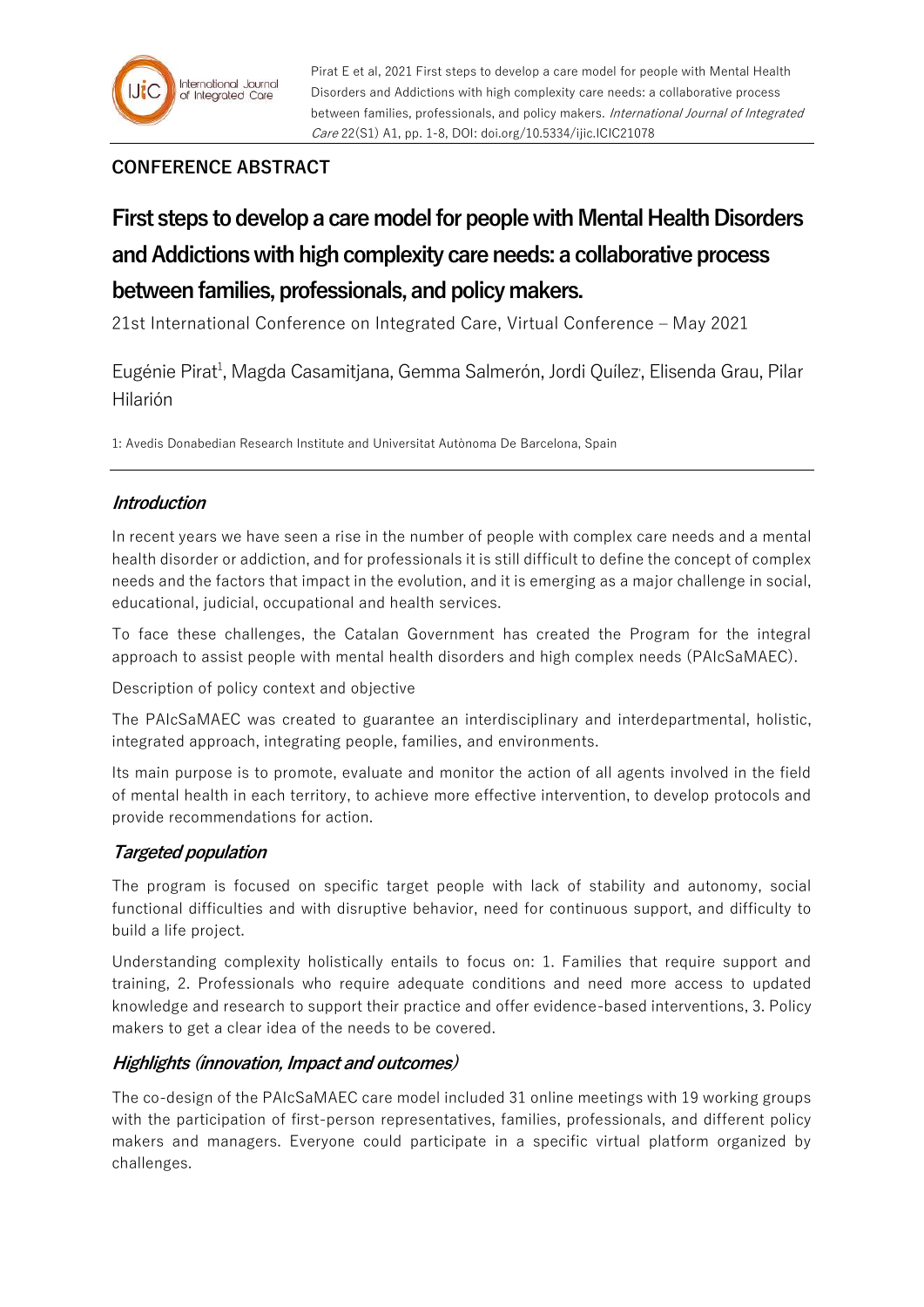## CONFERENCE ABSTRACT

# First steps to develop a care model for people with Mental Health Disorders and Addictions with high complexity care needs: a collaborative process between families, professionals, and policy makers.

21st International Conference on Integrated Care, Virtual Conference – May 2021

Eugénie Pirat[1], Magda Casamitjana, Gemma Salmerón, Jordi Quílez, Elisenda Grau, Pilar Hilarión

1: Avedis Donabedian Research Institute and Universitat Autònoma De Barcelona, Spain

## *Introduction*

In recent years we have seen a rise in the number of people with complex care needs and a mental health disorder or addiction, and for professionals it is still difficult to define the concept of complex needs and the factors that impact in the evolution, and it is emerging as a major challenge in social, educational, judicial, occupational and health services.

To face these challenges, the Catalan Government has created the Program for the integral approach to assist people with mental health disorders and high complex needs (PAIcSaMAEC).

Description of policy context and objective

The PAIcSaMAEC was created to guarantee an interdisciplinary and interdepartmental, holistic, integrated approach, integrating people, families, and environments.

Its main purpose is to promote, evaluate and monitor the action of all agents involved in the field of mental health in each territory, to achieve more effective intervention, to develop protocols and provide recommendations for action.

## *Targeted population*

The program is focused on specific target people with lack of stability and autonomy, social functional difficulties and with disruptive behavior, need for continuous support, and difficulty to build a life project.

Understanding complexity holistically entails to focus on: 1. Families that require support and training, 2. Professionals who require adequate conditions and need more access to updated knowledge and research to support their practice and offer evidence-based interventions, 3. Policy makers to get a clear idea of the needs to be covered.

## *Highlights (innovation, Impact and outcomes)*

The co-design of the PAIcSaMAEC care model included 31 online meetings with 19 working groups with the participation of first-person representatives, families, professionals, and different policy makers and managers. Everyone could participate in a specific virtual platform organized by challenges.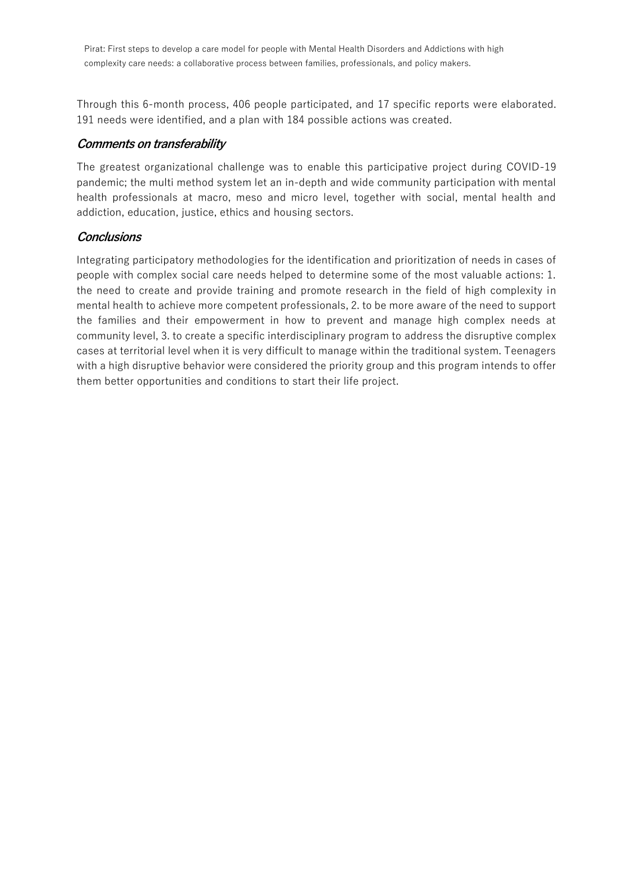Through this 6-month process, 406 people participated, and 17 specific reports were elaborated. 191 needs were identified, and a plan with 184 possible actions was created.

### *Comments on transferability*

The greatest organizational challenge was to enable this participative project during COVID-19 pandemic; the multi method system let an in-depth and wide community participation with mental health professionals at macro, meso and micro level, together with social, mental health and addiction, education, justice, ethics and housing sectors.

### *Conclusions*

Integrating participatory methodologies for the identification and prioritization of needs in cases of people with complex social care needs helped to determine some of the most valuable actions: 1. the need to create and provide training and promote research in the field of high complexity in mental health to achieve more competent professionals, 2. to be more aware of the need to support the families and their empowerment in how to prevent and manage high complex needs at community level, 3. to create a specific interdisciplinary program to address the disruptive complex cases at territorial level when it is very difficult to manage within the traditional system. Teenagers with a high disruptive behavior were considered the priority group and this program intends to offer them better opportunities and conditions to start their life project.